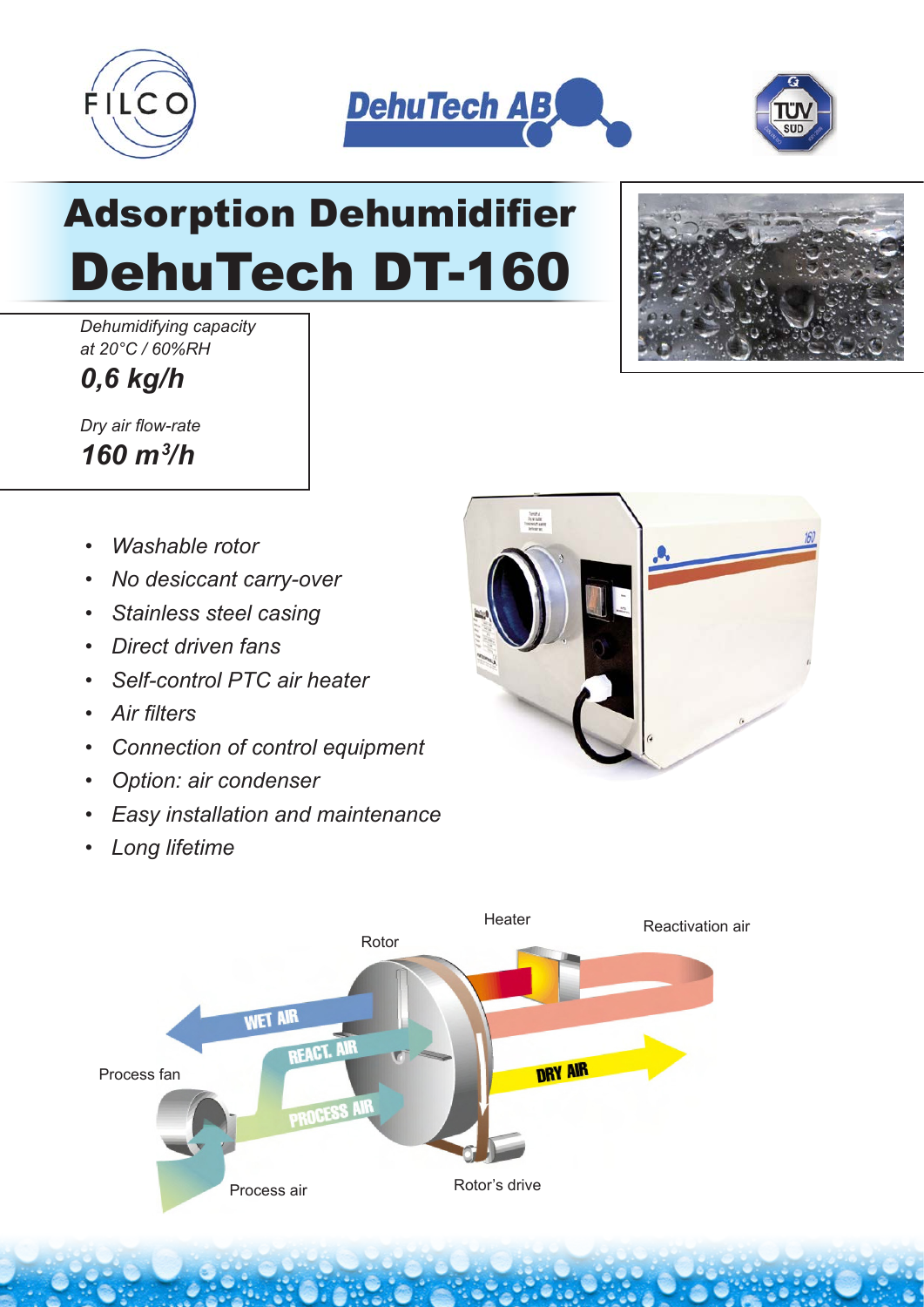# Adsorption Dehumidifier

# DehuTech DT-160

*Dehumidifying capacity at 20°C / 60%RH*

***0,6 kg/h***

*Dry air flow-rate*

***160 m³/h***

- *Washable rotor*
- *No desiccant carry-over*
- *Stainless steel casing*
- *Direct driven fans*
- *Self-control PTC air heater*
- *Air filters*
- *Connection of control equipment*
- *Option: air condenser*
- *Easy installation and maintenance*
- *Long lifetime*

Heater

Reactivation air

Rotor

WET AIR

REACT. AIR

DRY AIR

Process fan

PROCESS AIR

Process air

Rotor's drive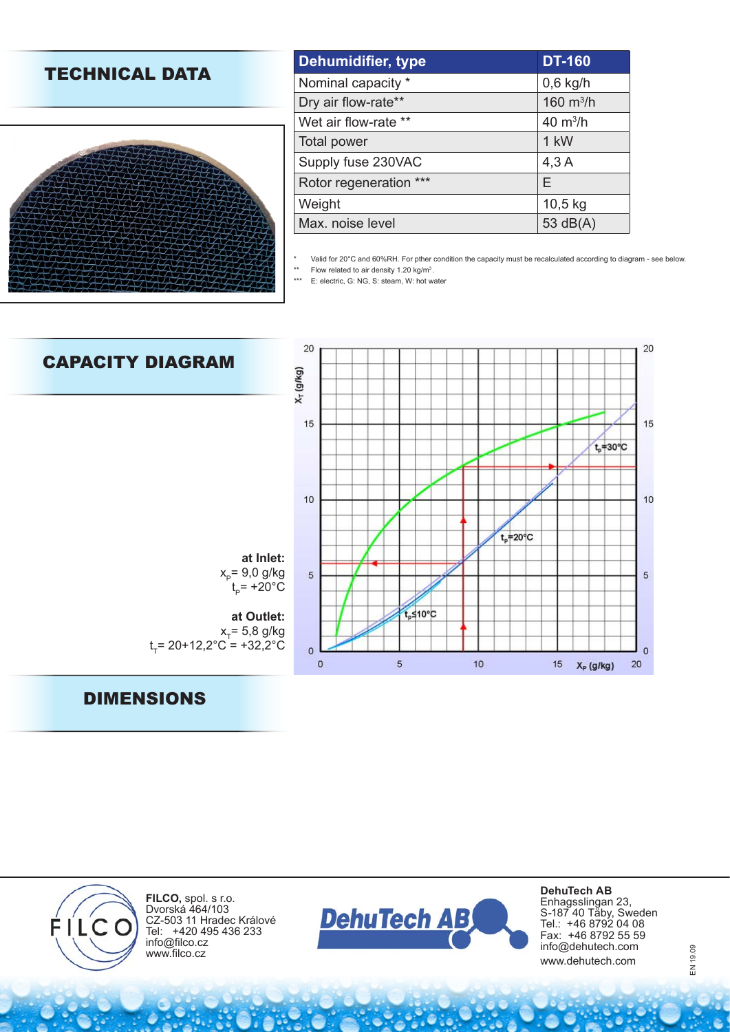## TECHNICAL DATA

| Dehumidifier, type | DT-160 |
|---|---|
| Nominal capacity * | 0,6 kg/h |
| Dry air flow-rate** | 160 m³/h |
| Wet air flow-rate ** | 40 m³/h |
| Total power | 1 kW |
| Supply fuse 230VAC | 4,3 A |
| Rotor regeneration *** | E |
| Weight | 10,5 kg |
| Max. noise level | 53 dB(A) |

\* Valid for 20°C and 60%RH. For pther condition the capacity must be recalculated according to diagram - see below.

\*\* Flow related to air density 1.20 kg/m³.

\*\*\* E: electric, G: NG, S: steam, W: hot water

## CAPACITY DIAGRAM

**at Inlet:**
$x_P$= 9,0 g/kg
$t_P$= +20°C

**at Outlet:**
$x_T$= 5,8 g/kg
$t_T$= 20+12,2°C = +32,2°C

$X_T$ (g/kg)
0 5 10 15 20
$t_p$=30°C
$t_p$=20°C
$t_p$≤10°C
0 5 10 15 $X_P$ (g/kg) 20

## DIMENSIONS

**FILCO,** spol. s r.o.
Dvorská 464/103
CZ-503 11 Hradec Králové
Tel: +420 495 436 233
info@filco.cz
www.filco.cz

**DehuTech AB**
Enhagsslingan 23,
S-187 40 Täby, Sweden
Tel.: +46 8792 04 08
Fax: +46 8792 55 59
info@dehutech.com
www.dehutech.com

EN 19.09